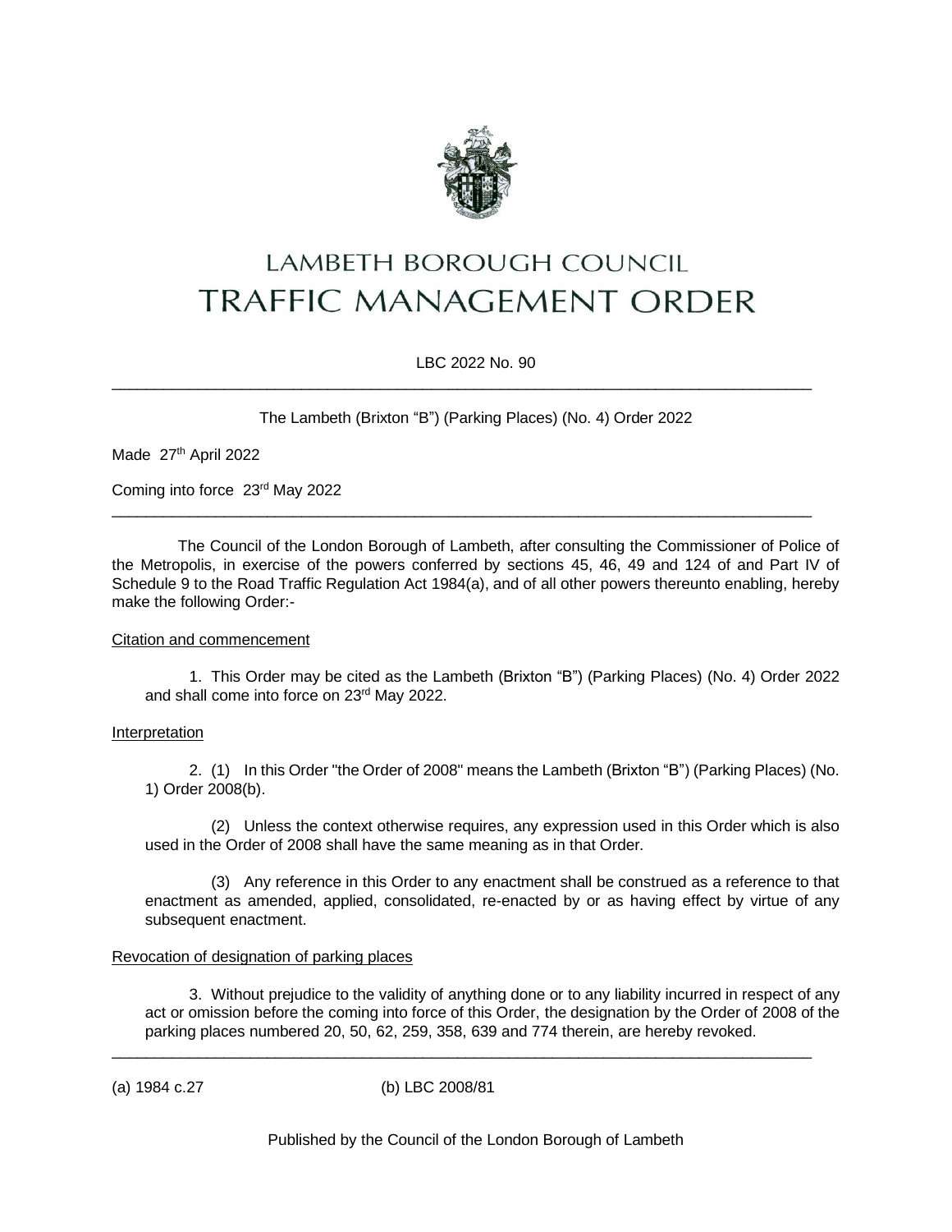# LAMBETH BOROUGH COUNCIL
# TRAFFIC MANAGEMENT ORDER

LBC 2022 No. 90

---

The Lambeth (Brixton "B") (Parking Places) (No. 4) Order 2022

Made 27th April 2022

Coming into force 23rd May 2022

---

The Council of the London Borough of Lambeth, after consulting the Commissioner of Police of the Metropolis, in exercise of the powers conferred by sections 45, 46, 49 and 124 of and Part IV of Schedule 9 to the Road Traffic Regulation Act 1984(a), and of all other powers thereunto enabling, hereby make the following Order:-

Citation and commencement

1. This Order may be cited as the Lambeth (Brixton "B") (Parking Places) (No. 4) Order 2022 and shall come into force on 23rd May 2022.

Interpretation

2. (1) In this Order "the Order of 2008" means the Lambeth (Brixton "B") (Parking Places) (No. 1) Order 2008(b).

(2) Unless the context otherwise requires, any expression used in this Order which is also used in the Order of 2008 shall have the same meaning as in that Order.

(3) Any reference in this Order to any enactment shall be construed as a reference to that enactment as amended, applied, consolidated, re-enacted by or as having effect by virtue of any subsequent enactment.

Revocation of designation of parking places

3. Without prejudice to the validity of anything done or to any liability incurred in respect of any act or omission before the coming into force of this Order, the designation by the Order of 2008 of the parking places numbered 20, 50, 62, 259, 358, 639 and 774 therein, are hereby revoked.

---

(a) 1984 c.27 (b) LBC 2008/81

Published by the Council of the London Borough of Lambeth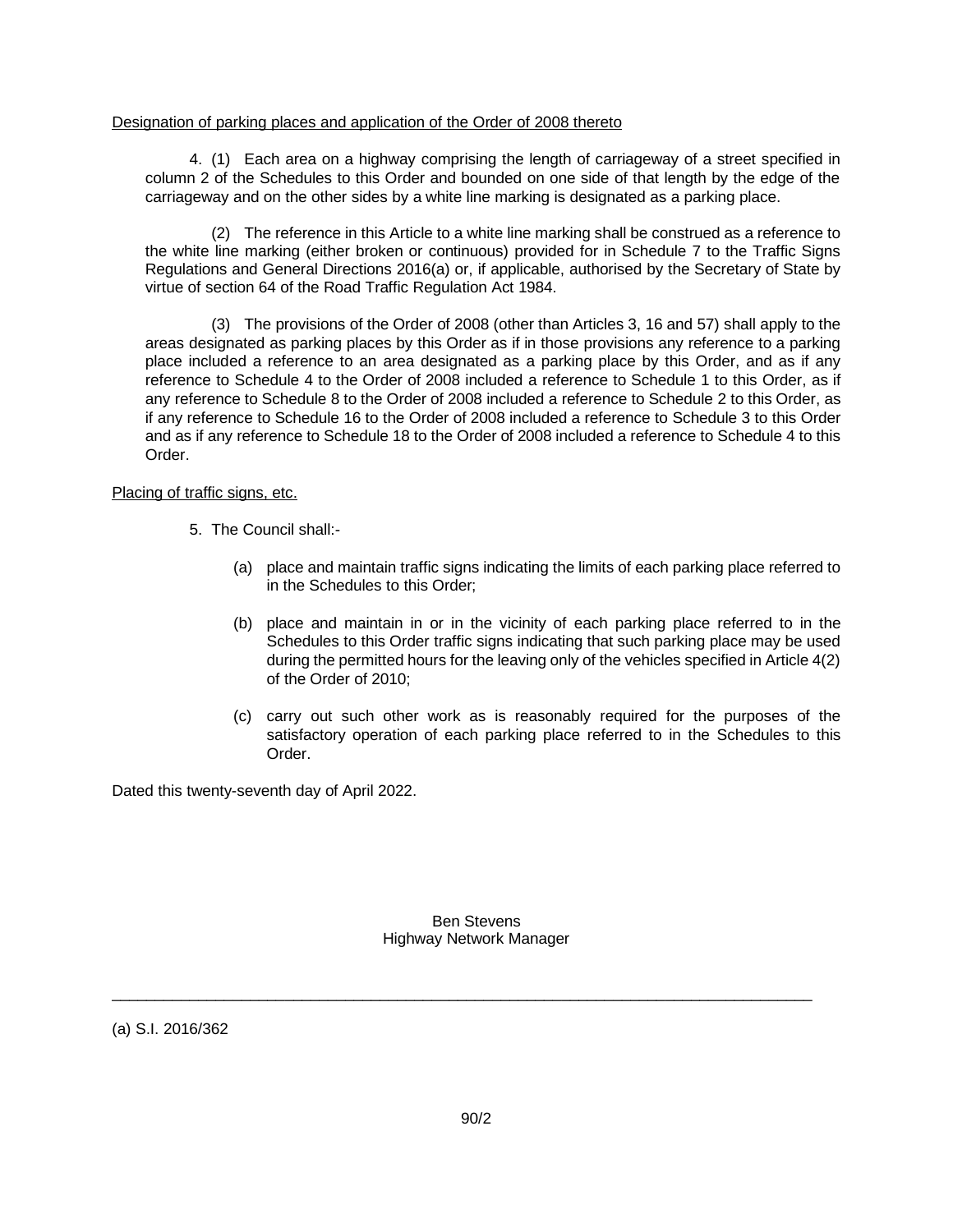Designation of parking places and application of the Order of 2008 thereto

4. (1) Each area on a highway comprising the length of carriageway of a street specified in column 2 of the Schedules to this Order and bounded on one side of that length by the edge of the carriageway and on the other sides by a white line marking is designated as a parking place.

(2) The reference in this Article to a white line marking shall be construed as a reference to the white line marking (either broken or continuous) provided for in Schedule 7 to the Traffic Signs Regulations and General Directions 2016(a) or, if applicable, authorised by the Secretary of State by virtue of section 64 of the Road Traffic Regulation Act 1984.

(3) The provisions of the Order of 2008 (other than Articles 3, 16 and 57) shall apply to the areas designated as parking places by this Order as if in those provisions any reference to a parking place included a reference to an area designated as a parking place by this Order, and as if any reference to Schedule 4 to the Order of 2008 included a reference to Schedule 1 to this Order, as if any reference to Schedule 8 to the Order of 2008 included a reference to Schedule 2 to this Order, as if any reference to Schedule 16 to the Order of 2008 included a reference to Schedule 3 to this Order and as if any reference to Schedule 18 to the Order of 2008 included a reference to Schedule 4 to this Order.

Placing of traffic signs, etc.

5. The Council shall:-

(a) place and maintain traffic signs indicating the limits of each parking place referred to in the Schedules to this Order;

(b) place and maintain in or in the vicinity of each parking place referred to in the Schedules to this Order traffic signs indicating that such parking place may be used during the permitted hours for the leaving only of the vehicles specified in Article 4(2) of the Order of 2010;

(c) carry out such other work as is reasonably required for the purposes of the satisfactory operation of each parking place referred to in the Schedules to this Order.

Dated this twenty-seventh day of April 2022.

Ben Stevens
Highway Network Manager

---

(a) S.I. 2016/362

90/2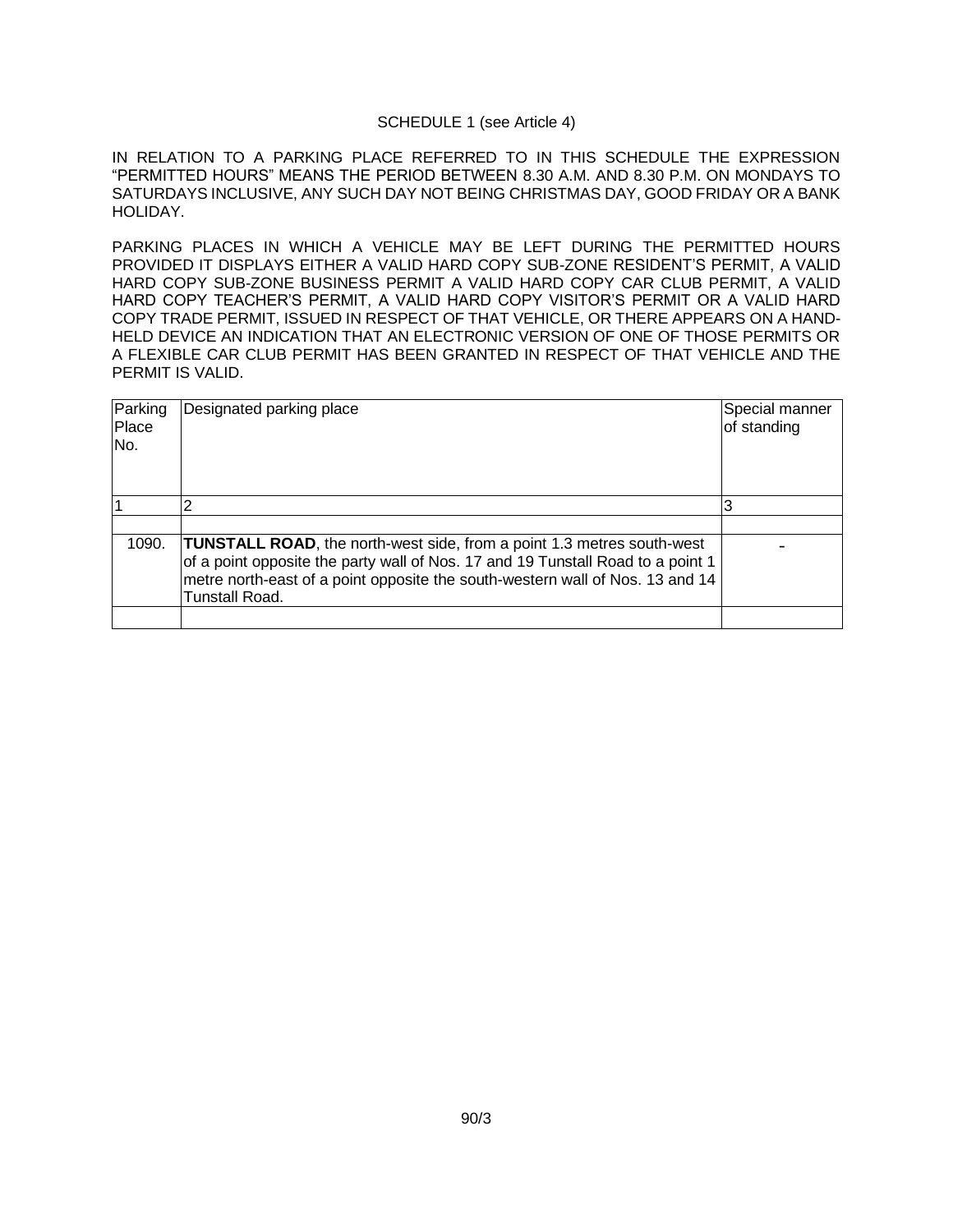SCHEDULE 1 (see Article 4)

IN RELATION TO A PARKING PLACE REFERRED TO IN THIS SCHEDULE THE EXPRESSION "PERMITTED HOURS" MEANS THE PERIOD BETWEEN 8.30 A.M. AND 8.30 P.M. ON MONDAYS TO SATURDAYS INCLUSIVE, ANY SUCH DAY NOT BEING CHRISTMAS DAY, GOOD FRIDAY OR A BANK HOLIDAY.

PARKING PLACES IN WHICH A VEHICLE MAY BE LEFT DURING THE PERMITTED HOURS PROVIDED IT DISPLAYS EITHER A VALID HARD COPY SUB-ZONE RESIDENT'S PERMIT, A VALID HARD COPY SUB-ZONE BUSINESS PERMIT A VALID HARD COPY CAR CLUB PERMIT, A VALID HARD COPY TEACHER'S PERMIT, A VALID HARD COPY VISITOR'S PERMIT OR A VALID HARD COPY TRADE PERMIT, ISSUED IN RESPECT OF THAT VEHICLE, OR THERE APPEARS ON A HAND-HELD DEVICE AN INDICATION THAT AN ELECTRONIC VERSION OF ONE OF THOSE PERMITS OR A FLEXIBLE CAR CLUB PERMIT HAS BEEN GRANTED IN RESPECT OF THAT VEHICLE AND THE PERMIT IS VALID.

| Parking Place No. | Designated parking place | Special manner of standing |
|---|---|---|
| 1 | 2 | 3 |
| | | |
| 1090. | **TUNSTALL ROAD**, the north-west side, from a point 1.3 metres south-west of a point opposite the party wall of Nos. 17 and 19 Tunstall Road to a point 1 metre north-east of a point opposite the south-western wall of Nos. 13 and 14 Tunstall Road. | - |
| | | |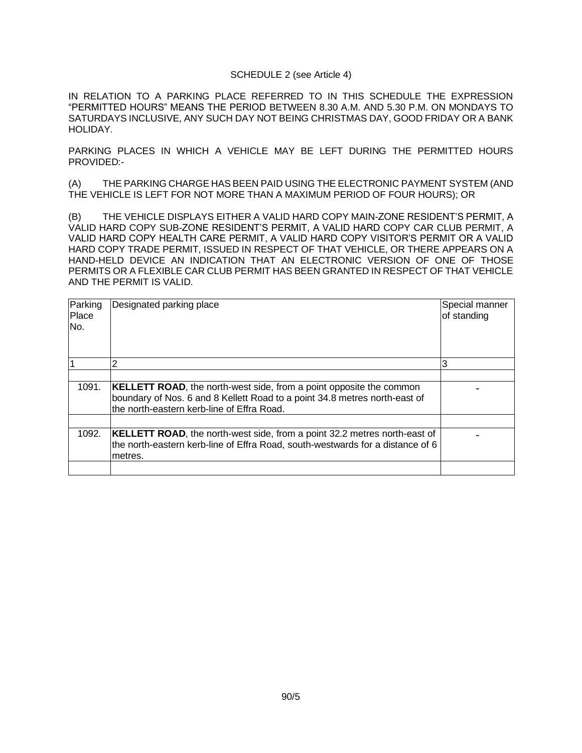SCHEDULE 2 (see Article 4)

IN RELATION TO A PARKING PLACE REFERRED TO IN THIS SCHEDULE THE EXPRESSION "PERMITTED HOURS" MEANS THE PERIOD BETWEEN 8.30 A.M. AND 5.30 P.M. ON MONDAYS TO SATURDAYS INCLUSIVE, ANY SUCH DAY NOT BEING CHRISTMAS DAY, GOOD FRIDAY OR A BANK HOLIDAY.

PARKING PLACES IN WHICH A VEHICLE MAY BE LEFT DURING THE PERMITTED HOURS PROVIDED:-

(A) THE PARKING CHARGE HAS BEEN PAID USING THE ELECTRONIC PAYMENT SYSTEM (AND THE VEHICLE IS LEFT FOR NOT MORE THAN A MAXIMUM PERIOD OF FOUR HOURS); OR

(B) THE VEHICLE DISPLAYS EITHER A VALID HARD COPY MAIN-ZONE RESIDENT'S PERMIT, A VALID HARD COPY SUB-ZONE RESIDENT'S PERMIT, A VALID HARD COPY CAR CLUB PERMIT, A VALID HARD COPY HEALTH CARE PERMIT, A VALID HARD COPY VISITOR'S PERMIT OR A VALID HARD COPY TRADE PERMIT, ISSUED IN RESPECT OF THAT VEHICLE, OR THERE APPEARS ON A HAND-HELD DEVICE AN INDICATION THAT AN ELECTRONIC VERSION OF ONE OF THOSE PERMITS OR A FLEXIBLE CAR CLUB PERMIT HAS BEEN GRANTED IN RESPECT OF THAT VEHICLE AND THE PERMIT IS VALID.

| Parking Place No. | Designated parking place | Special manner of standing |
|---|---|---|
| 1 | 2 | 3 |
| | | |
| 1091. | **KELLETT ROAD**, the north-west side, from a point opposite the common boundary of Nos. 6 and 8 Kellett Road to a point 34.8 metres north-east of the north-eastern kerb-line of Effra Road. | - |
| | | |
| 1092. | **KELLETT ROAD**, the north-west side, from a point 32.2 metres north-east of the north-eastern kerb-line of Effra Road, south-westwards for a distance of 6 metres. | - |
| | | |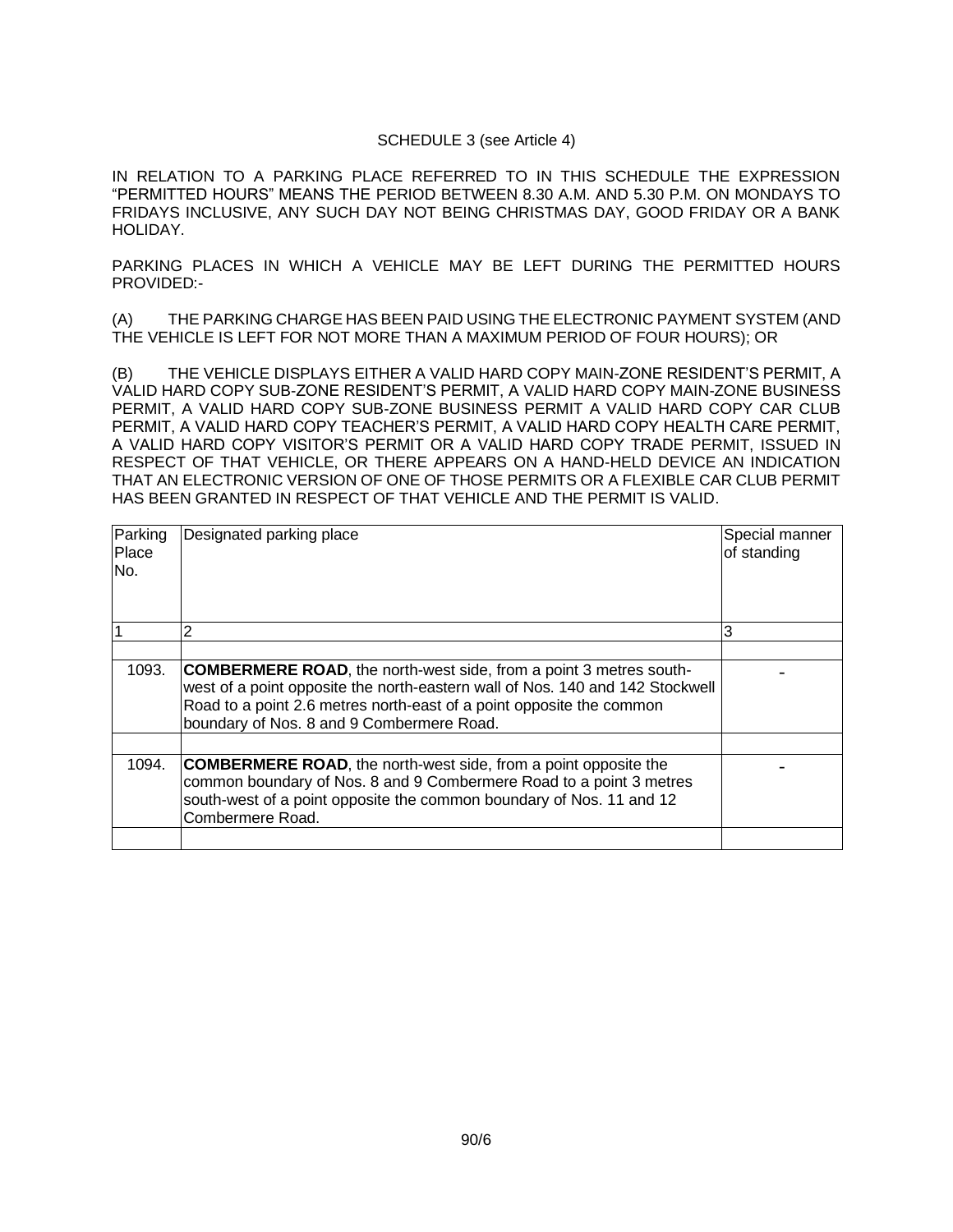SCHEDULE 3 (see Article 4)

IN RELATION TO A PARKING PLACE REFERRED TO IN THIS SCHEDULE THE EXPRESSION "PERMITTED HOURS" MEANS THE PERIOD BETWEEN 8.30 A.M. AND 5.30 P.M. ON MONDAYS TO FRIDAYS INCLUSIVE, ANY SUCH DAY NOT BEING CHRISTMAS DAY, GOOD FRIDAY OR A BANK HOLIDAY.

PARKING PLACES IN WHICH A VEHICLE MAY BE LEFT DURING THE PERMITTED HOURS PROVIDED:-

(A) THE PARKING CHARGE HAS BEEN PAID USING THE ELECTRONIC PAYMENT SYSTEM (AND THE VEHICLE IS LEFT FOR NOT MORE THAN A MAXIMUM PERIOD OF FOUR HOURS); OR

(B) THE VEHICLE DISPLAYS EITHER A VALID HARD COPY MAIN-ZONE RESIDENT'S PERMIT, A VALID HARD COPY SUB-ZONE RESIDENT'S PERMIT, A VALID HARD COPY MAIN-ZONE BUSINESS PERMIT, A VALID HARD COPY SUB-ZONE BUSINESS PERMIT A VALID HARD COPY CAR CLUB PERMIT, A VALID HARD COPY TEACHER'S PERMIT, A VALID HARD COPY HEALTH CARE PERMIT, A VALID HARD COPY VISITOR'S PERMIT OR A VALID HARD COPY TRADE PERMIT, ISSUED IN RESPECT OF THAT VEHICLE, OR THERE APPEARS ON A HAND-HELD DEVICE AN INDICATION THAT AN ELECTRONIC VERSION OF ONE OF THOSE PERMITS OR A FLEXIBLE CAR CLUB PERMIT HAS BEEN GRANTED IN RESPECT OF THAT VEHICLE AND THE PERMIT IS VALID.

| Parking Place No. | Designated parking place | Special manner of standing |
|---|---|---|
| 1 | 2 | 3 |
| | | |
| 1093. | **COMBERMERE ROAD**, the north-west side, from a point 3 metres south-west of a point opposite the north-eastern wall of Nos. 140 and 142 Stockwell Road to a point 2.6 metres north-east of a point opposite the common boundary of Nos. 8 and 9 Combermere Road. | - |
| | | |
| 1094. | **COMBERMERE ROAD**, the north-west side, from a point opposite the common boundary of Nos. 8 and 9 Combermere Road to a point 3 metres south-west of a point opposite the common boundary of Nos. 11 and 12 Combermere Road. | - |
| | | |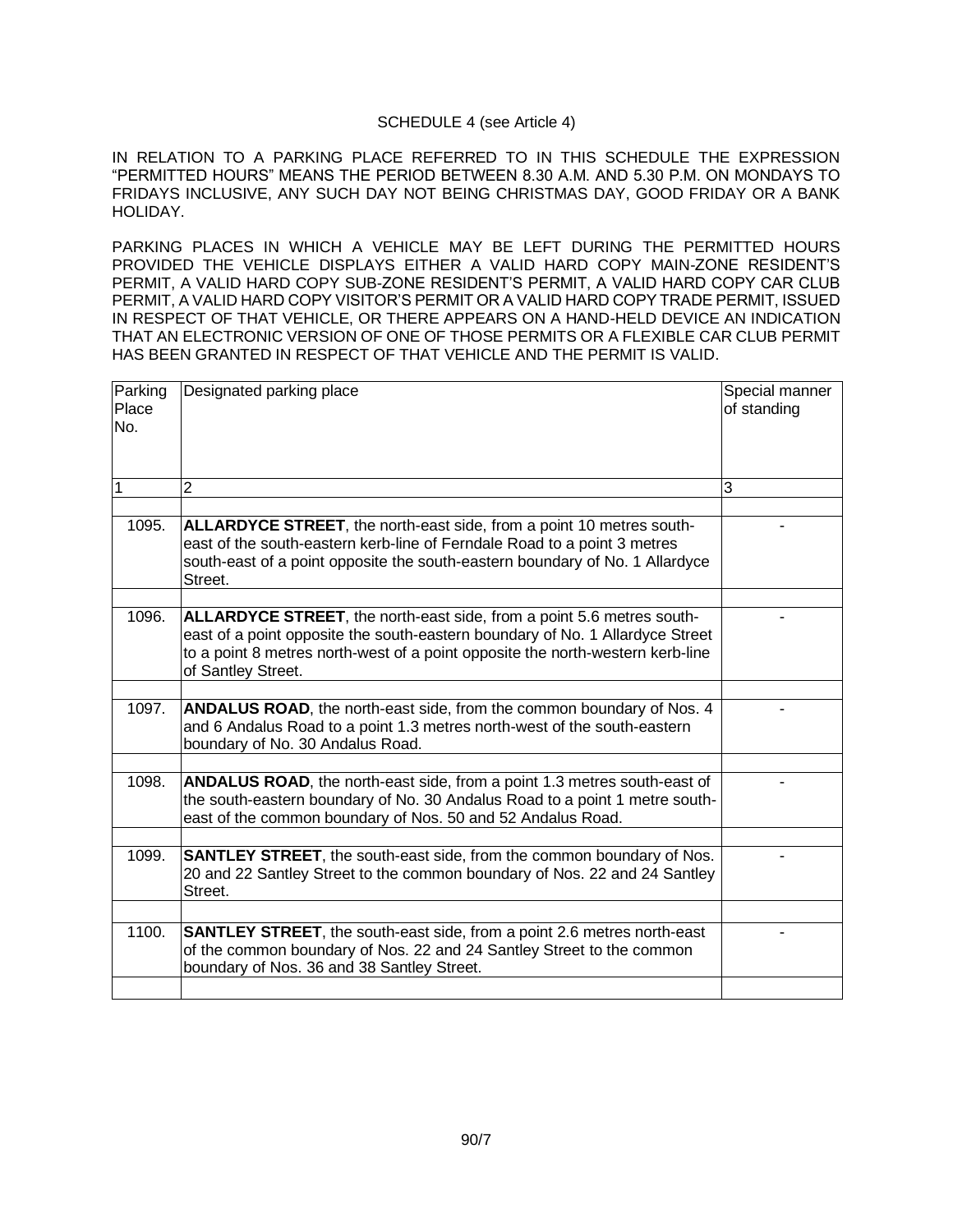SCHEDULE 4 (see Article 4)

IN RELATION TO A PARKING PLACE REFERRED TO IN THIS SCHEDULE THE EXPRESSION "PERMITTED HOURS" MEANS THE PERIOD BETWEEN 8.30 A.M. AND 5.30 P.M. ON MONDAYS TO FRIDAYS INCLUSIVE, ANY SUCH DAY NOT BEING CHRISTMAS DAY, GOOD FRIDAY OR A BANK HOLIDAY.

PARKING PLACES IN WHICH A VEHICLE MAY BE LEFT DURING THE PERMITTED HOURS PROVIDED THE VEHICLE DISPLAYS EITHER A VALID HARD COPY MAIN-ZONE RESIDENT'S PERMIT, A VALID HARD COPY SUB-ZONE RESIDENT'S PERMIT, A VALID HARD COPY CAR CLUB PERMIT, A VALID HARD COPY VISITOR'S PERMIT OR A VALID HARD COPY TRADE PERMIT, ISSUED IN RESPECT OF THAT VEHICLE, OR THERE APPEARS ON A HAND-HELD DEVICE AN INDICATION THAT AN ELECTRONIC VERSION OF ONE OF THOSE PERMITS OR A FLEXIBLE CAR CLUB PERMIT HAS BEEN GRANTED IN RESPECT OF THAT VEHICLE AND THE PERMIT IS VALID.

| Parking Place No. | Designated parking place | Special manner of standing |
|---|---|---|
| 1 | 2 | 3 |
| 1095. | **ALLARDYCE STREET**, the north-east side, from a point 10 metres south-east of the south-eastern kerb-line of Ferndale Road to a point 3 metres south-east of a point opposite the south-eastern boundary of No. 1 Allardyce Street. | - |
| 1096. | **ALLARDYCE STREET**, the north-east side, from a point 5.6 metres south-east of a point opposite the south-eastern boundary of No. 1 Allardyce Street to a point 8 metres north-west of a point opposite the north-western kerb-line of Santley Street. | - |
| 1097. | **ANDALUS ROAD**, the north-east side, from the common boundary of Nos. 4 and 6 Andalus Road to a point 1.3 metres north-west of the south-eastern boundary of No. 30 Andalus Road. | - |
| 1098. | **ANDALUS ROAD**, the north-east side, from a point 1.3 metres south-east of the south-eastern boundary of No. 30 Andalus Road to a point 1 metre south-east of the common boundary of Nos. 50 and 52 Andalus Road. | - |
| 1099. | **SANTLEY STREET**, the south-east side, from the common boundary of Nos. 20 and 22 Santley Street to the common boundary of Nos. 22 and 24 Santley Street. | - |
| 1100. | **SANTLEY STREET**, the south-east side, from a point 2.6 metres north-east of the common boundary of Nos. 22 and 24 Santley Street to the common boundary of Nos. 36 and 38 Santley Street. | - |